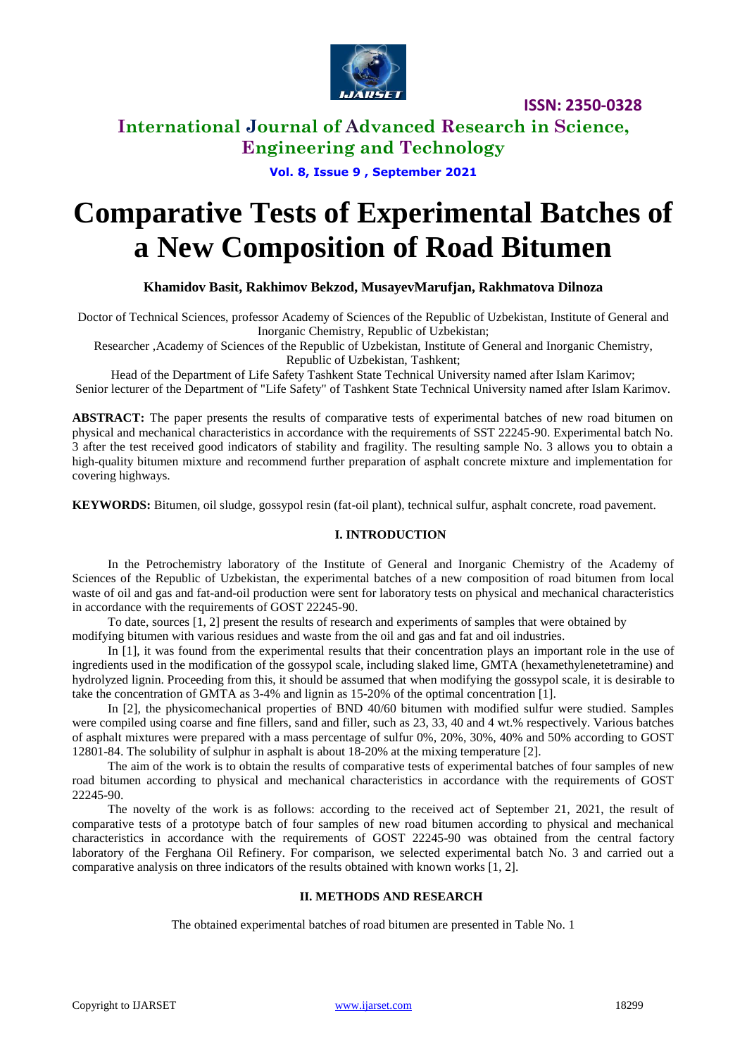# Comparative Tests of Experimental Batches of a New Composition of Road Bitumen

**Khamidov Basit, Rakhimov Bekzod, MusayevMarufjan, Rakhmatova Dilnoza**

Doctor of Technical Sciences, professor Academy of Sciences of the Republic of Uzbekistan, Institute of General and Inorganic Chemistry, Republic of Uzbekistan;

Researcher ,Academy of Sciences of the Republic of Uzbekistan, Institute of General and Inorganic Chemistry, Republic of Uzbekistan, Tashkent;

Head of the Department of Life Safety Tashkent State Technical University named after Islam Karimov;

Senior lecturer of the Department of "Life Safety" of Tashkent State Technical University named after Islam Karimov.

**ABSTRACT:** The paper presents the results of comparative tests of experimental batches of new road bitumen on physical and mechanical characteristics in accordance with the requirements of SST 22245-90. Experimental batch No. 3 after the test received good indicators of stability and fragility. The resulting sample No. 3 allows you to obtain a high-quality bitumen mixture and recommend further preparation of asphalt concrete mixture and implementation for covering highways.

**KEYWORDS:** Bitumen, oil sludge, gossypol resin (fat-oil plant), technical sulfur, asphalt concrete, road pavement.

## I. INTRODUCTION

In the Petrochemistry laboratory of the Institute of General and Inorganic Chemistry of the Academy of Sciences of the Republic of Uzbekistan, the experimental batches of a new composition of road bitumen from local waste of oil and gas and fat-and-oil production were sent for laboratory tests on physical and mechanical characteristics in accordance with the requirements of GOST 22245-90.

To date, sources [1, 2] present the results of research and experiments of samples that were obtained by modifying bitumen with various residues and waste from the oil and gas and fat and oil industries.

In [1], it was found from the experimental results that their concentration plays an important role in the use of ingredients used in the modification of the gossypol scale, including slaked lime, GMTA (hexamethylenetetramine) and hydrolyzed lignin. Proceeding from this, it should be assumed that when modifying the gossypol scale, it is desirable to take the concentration of GMTA as 3-4% and lignin as 15-20% of the optimal concentration [1].

In [2], the physicomechanical properties of BND 40/60 bitumen with modified sulfur were studied. Samples were compiled using coarse and fine fillers, sand and filler, such as 23, 33, 40 and 4 wt.% respectively. Various batches of asphalt mixtures were prepared with a mass percentage of sulfur 0%, 20%, 30%, 40% and 50% according to GOST 12801-84. The solubility of sulphur in asphalt is about 18-20% at the mixing temperature [2].

The aim of the work is to obtain the results of comparative tests of experimental batches of four samples of new road bitumen according to physical and mechanical characteristics in accordance with the requirements of GOST 22245-90.

The novelty of the work is as follows: according to the received act of September 21, 2021, the result of comparative tests of a prototype batch of four samples of new road bitumen according to physical and mechanical characteristics in accordance with the requirements of GOST 22245-90 was obtained from the central factory laboratory of the Ferghana Oil Refinery. For comparison, we selected experimental batch No. 3 and carried out a comparative analysis on three indicators of the results obtained with known works [1, 2].

## II. METHODS AND RESEARCH

The obtained experimental batches of road bitumen are presented in Table No. 1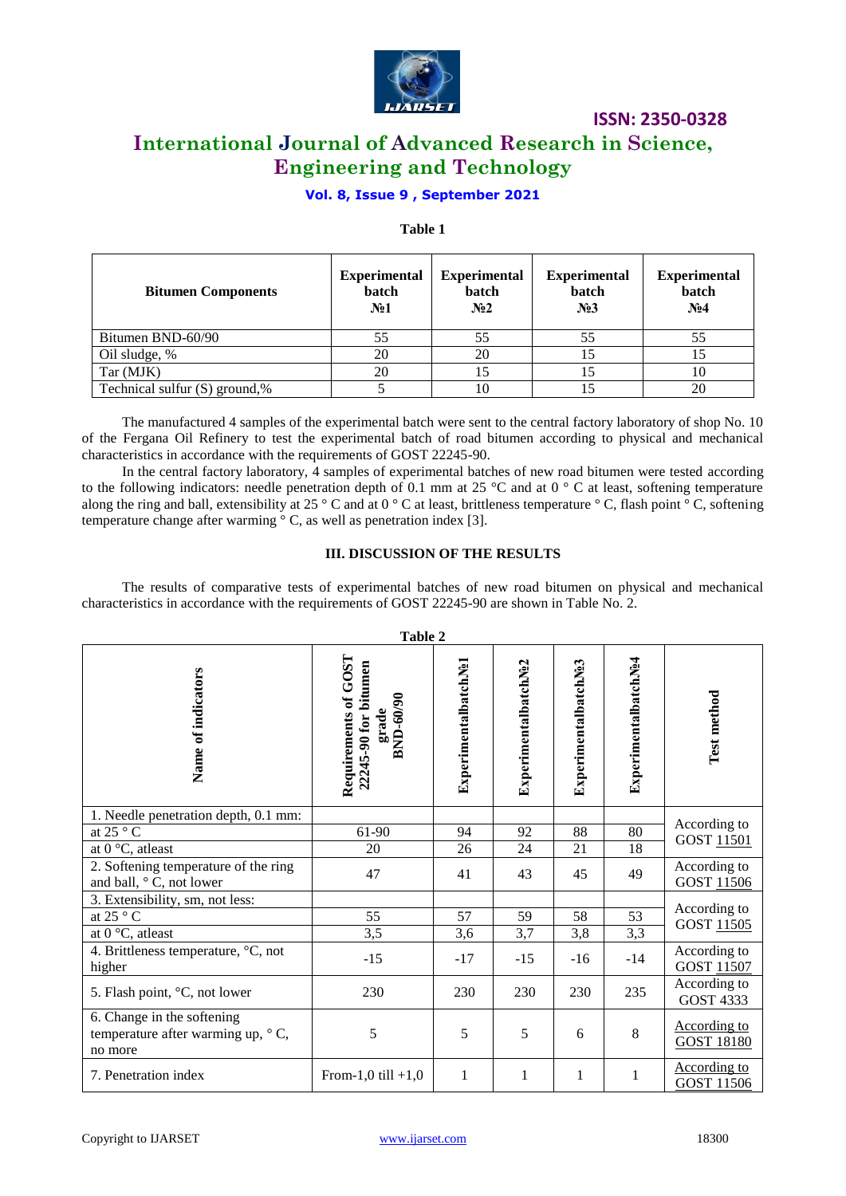**Table 1**

| Bitumen Components | Experimental batch №1 | Experimental batch №2 | Experimental batch №3 | Experimental batch №4 |
|---|---|---|---|---|
| Bitumen BND-60/90 | 55 | 55 | 55 | 55 |
| Oil sludge, % | 20 | 20 | 15 | 15 |
| Tar (MJK) | 20 | 15 | 15 | 10 |
| Technical sulfur (S) ground,% | 5 | 10 | 15 | 20 |

The manufactured 4 samples of the experimental batch were sent to the central factory laboratory of shop No. 10 of the Fergana Oil Refinery to test the experimental batch of road bitumen according to physical and mechanical characteristics in accordance with the requirements of GOST 22245-90.

In the central factory laboratory, 4 samples of experimental batches of new road bitumen were tested according to the following indicators: needle penetration depth of 0.1 mm at 25 °C and at 0 ° C at least, softening temperature along the ring and ball, extensibility at 25 ° C and at 0 ° C at least, brittleness temperature ° C, flash point ° C, softening temperature change after warming ° C, as well as penetration index [3].

## III. DISCUSSION OF THE RESULTS

The results of comparative tests of experimental batches of new road bitumen on physical and mechanical characteristics in accordance with the requirements of GOST 22245-90 are shown in Table No. 2.

**Table 2**

| Name of indicators | Requirements of GOST 22245-90 for bitumen grade BND-60/90 | Experimentalbatch№1 | Experimentalbatch№2 | Experimentalbatch№3 | Experimentalbatch№4 | Test method |
|---|---|---|---|---|---|---|
| 1. Needle penetration depth, 0.1 mm: | | | | | | According to GOST 11501 |
| at 25 ° C | 61-90 | 94 | 92 | 88 | 80 | |
| at 0 °C, atleast | 20 | 26 | 24 | 21 | 18 | |
| 2. Softening temperature of the ring and ball, ° C, not lower | 47 | 41 | 43 | 45 | 49 | According to GOST 11506 |
| 3. Extensibility, sm, not less: | | | | | | According to GOST 11505 |
| at 25 ° C | 55 | 57 | 59 | 58 | 53 | |
| at 0 °C, atleast | 3,5 | 3,6 | 3,7 | 3,8 | 3,3 | |
| 4. Brittleness temperature, °C, not higher | -15 | -17 | -15 | -16 | -14 | According to GOST 11507 |
| 5. Flash point, °C, not lower | 230 | 230 | 230 | 230 | 235 | According to GOST 4333 |
| 6. Change in the softening temperature after warming up, ° C, no more | 5 | 5 | 5 | 6 | 8 | According to GOST 18180 |
| 7. Penetration index | From-1,0 till +1,0 | 1 | 1 | 1 | 1 | According to GOST 11506 |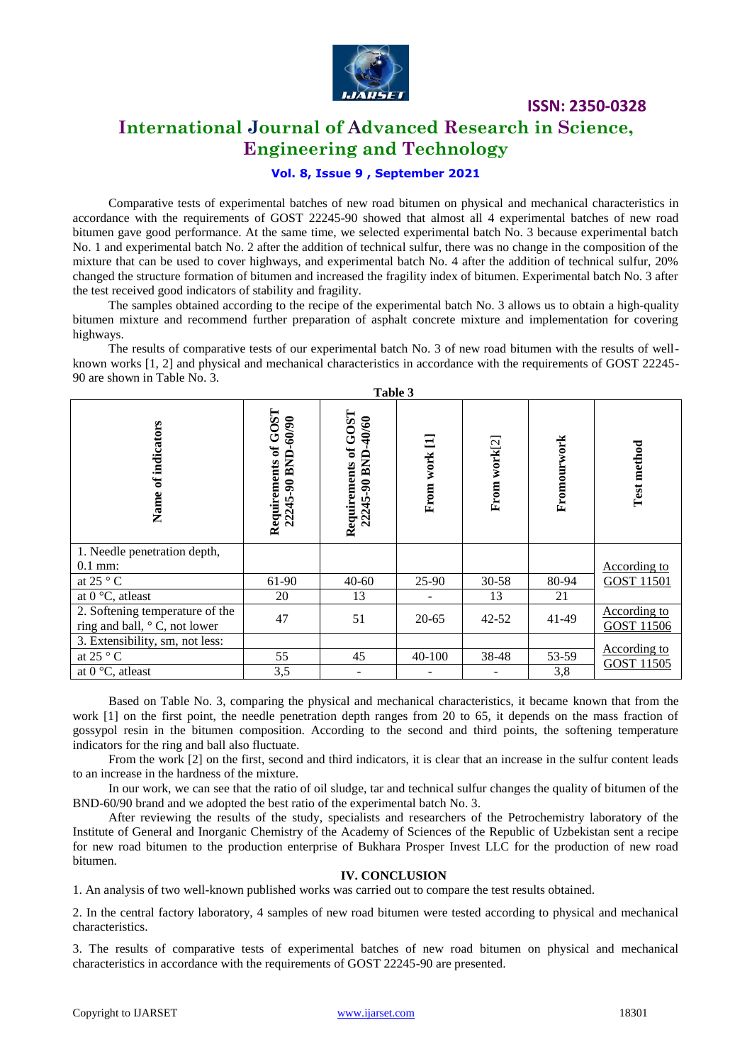Comparative tests of experimental batches of new road bitumen on physical and mechanical characteristics in accordance with the requirements of GOST 22245-90 showed that almost all 4 experimental batches of new road bitumen gave good performance. At the same time, we selected experimental batch No. 3 because experimental batch No. 1 and experimental batch No. 2 after the addition of technical sulfur, there was no change in the composition of the mixture that can be used to cover highways, and experimental batch No. 4 after the addition of technical sulfur, 20% changed the structure formation of bitumen and increased the fragility index of bitumen. Experimental batch No. 3 after the test received good indicators of stability and fragility.

The samples obtained according to the recipe of the experimental batch No. 3 allows us to obtain a high-quality bitumen mixture and recommend further preparation of asphalt concrete mixture and implementation for covering highways.

The results of comparative tests of our experimental batch No. 3 of new road bitumen with the results of well-known works [1, 2] and physical and mechanical characteristics in accordance with the requirements of GOST 22245-90 are shown in Table No. 3.

**Table 3**

| Name of indicators | Requirements of GOST 22245-90 BND-60/90 | Requirements of GOST 22245-90 BND-40/60 | From work [1] | From work[2] | Fromourwork | Test method |
|---|---|---|---|---|---|---|
| 1. Needle penetration depth, 0.1 mm: | | | | | | According to GOST 11501 |
| at 25 ° C | 61-90 | 40-60 | 25-90 | 30-58 | 80-94 | |
| at 0 °C, atleast | 20 | 13 | - | 13 | 21 | |
| 2. Softening temperature of the ring and ball, ° C, not lower | 47 | 51 | 20-65 | 42-52 | 41-49 | According to GOST 11506 |
| 3. Extensibility, sm, not less: | | | | | | According to GOST 11505 |
| at 25 ° C | 55 | 45 | 40-100 | 38-48 | 53-59 | |
| at 0 °C, atleast | 3,5 | - | - | - | 3,8 | |

Based on Table No. 3, comparing the physical and mechanical characteristics, it became known that from the work [1] on the first point, the needle penetration depth ranges from 20 to 65, it depends on the mass fraction of gossypol resin in the bitumen composition. According to the second and third points, the softening temperature indicators for the ring and ball also fluctuate.

From the work [2] on the first, second and third indicators, it is clear that an increase in the sulfur content leads to an increase in the hardness of the mixture.

In our work, we can see that the ratio of oil sludge, tar and technical sulfur changes the quality of bitumen of the BND-60/90 brand and we adopted the best ratio of the experimental batch No. 3.

After reviewing the results of the study, specialists and researchers of the Petrochemistry laboratory of the Institute of General and Inorganic Chemistry of the Academy of Sciences of the Republic of Uzbekistan sent a recipe for new road bitumen to the production enterprise of Bukhara Prosper Invest LLC for the production of new road bitumen.

## IV. CONCLUSION

1. An analysis of two well-known published works was carried out to compare the test results obtained.

2. In the central factory laboratory, 4 samples of new road bitumen were tested according to physical and mechanical characteristics.

3. The results of comparative tests of experimental batches of new road bitumen on physical and mechanical characteristics in accordance with the requirements of GOST 22245-90 are presented.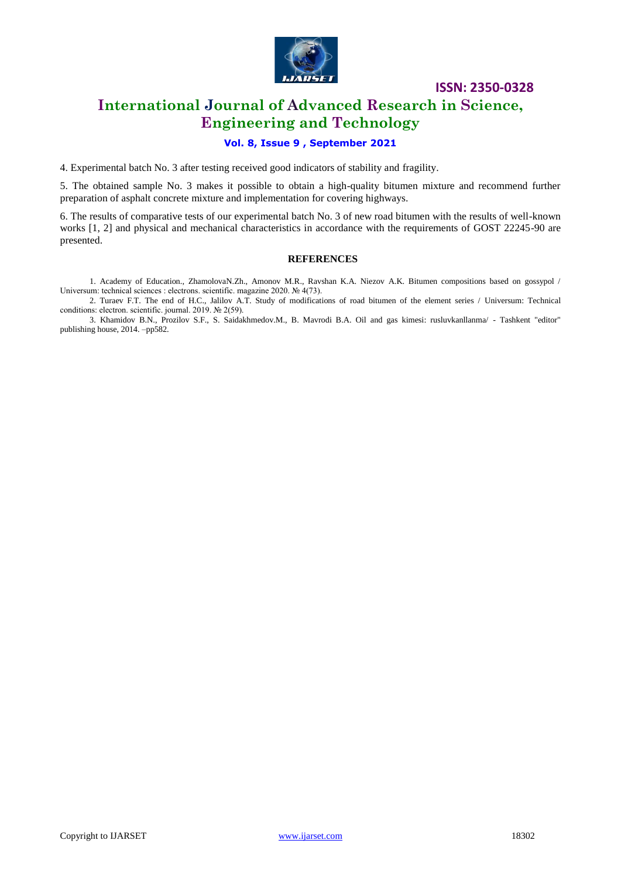4. Experimental batch No. 3 after testing received good indicators of stability and fragility.

5. The obtained sample No. 3 makes it possible to obtain a high-quality bitumen mixture and recommend further preparation of asphalt concrete mixture and implementation for covering highways.

6. The results of comparative tests of our experimental batch No. 3 of new road bitumen with the results of well-known works [1, 2] and physical and mechanical characteristics in accordance with the requirements of GOST 22245-90 are presented.

## REFERENCES

1. Academy of Education., ZhamolovaN.Zh., Amonov M.R., Ravshan K.A. Niezov A.K. Bitumen compositions based on gossypol / Universum: technical sciences : electrons. scientific. magazine 2020. № 4(73).
2. Turaev F.T. The end of H.C., Jalilov A.T. Study of modifications of road bitumen of the element series / Universum: Technical conditions: electron. scientific. journal. 2019. № 2(59).
3. Khamidov B.N., Prozilov S.F., S. Saidakhmedov.M., B. Mavrodi B.A. Oil and gas kimesi: rusluvkanllanma/ - Tashkent "editor" publishing house, 2014. –pp582.